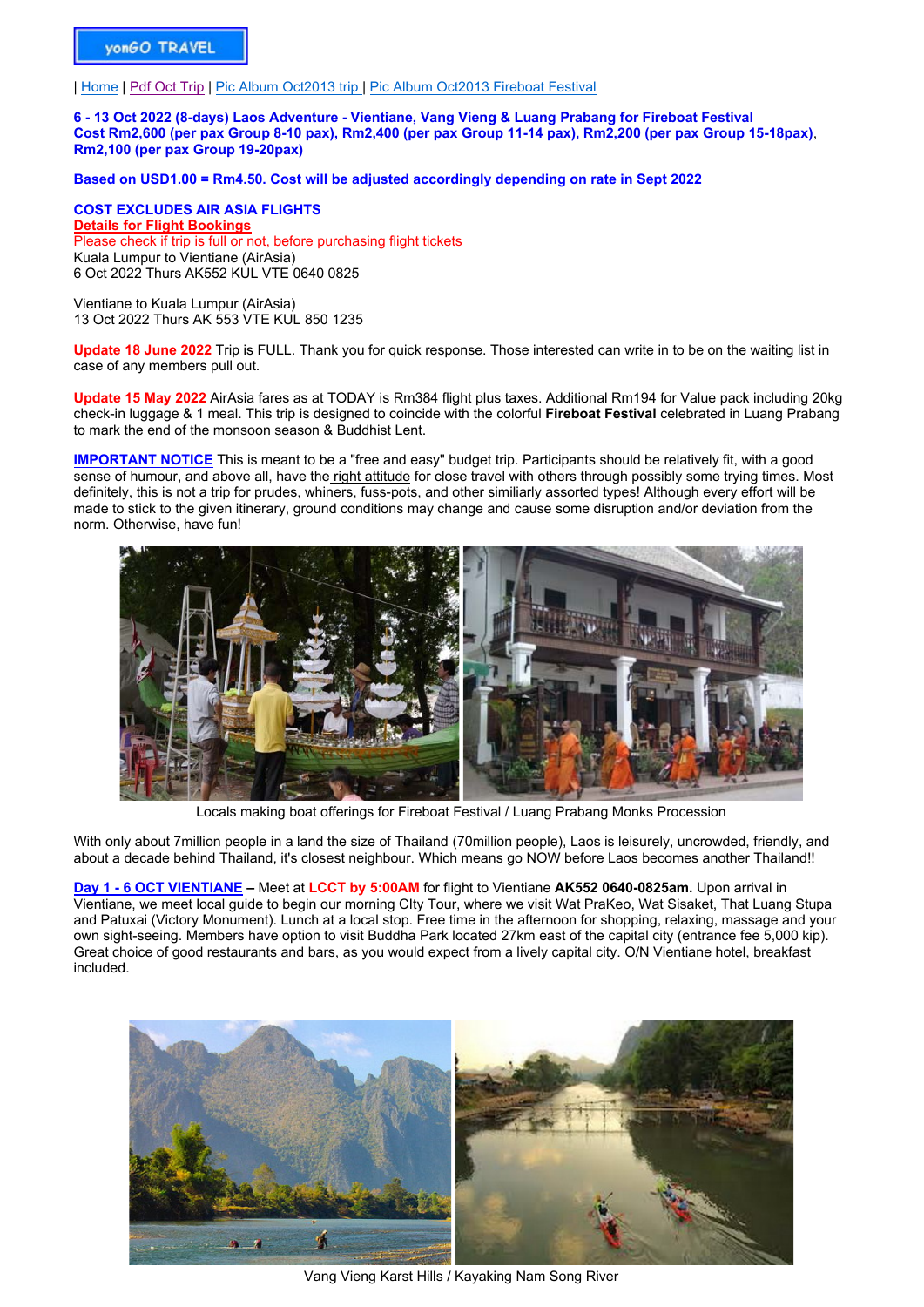yonGO TRAVEL

| Home | Pdf Oct Trip | Pic Album Oct2013 trip | Pic Album Oct2013 Fireboat Festival

**6 - 13 Oct 2022 (8-days) Laos Adventure - Vientiane, Vang Vieng & Luang Prabang for Fireboat Festival**
**Cost Rm2,600 (per pax Group 8-10 pax), Rm2,400 (per pax Group 11-14 pax), Rm2,200 (per pax Group 15-18pax), Rm2,100 (per pax Group 19-20pax)**

**Based on USD1.00 = Rm4.50. Cost will be adjusted accordingly depending on rate in Sept 2022**

**COST EXCLUDES AIR ASIA FLIGHTS**
**Details for Flight Bookings**
Please check if trip is full or not, before purchasing flight tickets
Kuala Lumpur to Vientiane (AirAsia)
6 Oct 2022 Thurs AK552 KUL VTE 0640 0825

Vientiane to Kuala Lumpur (AirAsia)
13 Oct 2022 Thurs AK 553 VTE KUL 850 1235

**Update 18 June 2022** Trip is FULL. Thank you for quick response. Those interested can write in to be on the waiting list in case of any members pull out.

**Update 15 May 2022** AirAsia fares as at TODAY is Rm384 flight plus taxes. Additional Rm194 for Value pack including 20kg check-in luggage & 1 meal. This trip is designed to coincide with the colorful **Fireboat Festival** celebrated in Luang Prabang to mark the end of the monsoon season & Buddhist Lent.

**IMPORTANT NOTICE** This is meant to be a "free and easy" budget trip. Participants should be relatively fit, with a good sense of humour, and above all, have the right attitude for close travel with others through possibly some trying times. Most definitely, this is not a trip for prudes, whiners, fuss-pots, and other similiarly assorted types! Although every effort will be made to stick to the given itinerary, ground conditions may change and cause some disruption and/or deviation from the norm. Otherwise, have fun!

Locals making boat offerings for Fireboat Festival / Luang Prabang Monks Procession

With only about 7million people in a land the size of Thailand (70million people), Laos is leisurely, uncrowded, friendly, and about a decade behind Thailand, it's closest neighbour. Which means go NOW before Laos becomes another Thailand!!

**Day 1 - 6 OCT VIENTIANE** – Meet at **LCCT by 5:00AM** for flight to Vientiane **AK552 0640-0825am.** Upon arrival in Vientiane, we meet local guide to begin our morning CIty Tour, where we visit Wat PraKeo, Wat Sisaket, That Luang Stupa and Patuxai (Victory Monument). Lunch at a local stop. Free time in the afternoon for shopping, relaxing, massage and your own sight-seeing. Members have option to visit Buddha Park located 27km east of the capital city (entrance fee 5,000 kip). Great choice of good restaurants and bars, as you would expect from a lively capital city. O/N Vientiane hotel, breakfast included.

Vang Vieng Karst Hills / Kayaking Nam Song River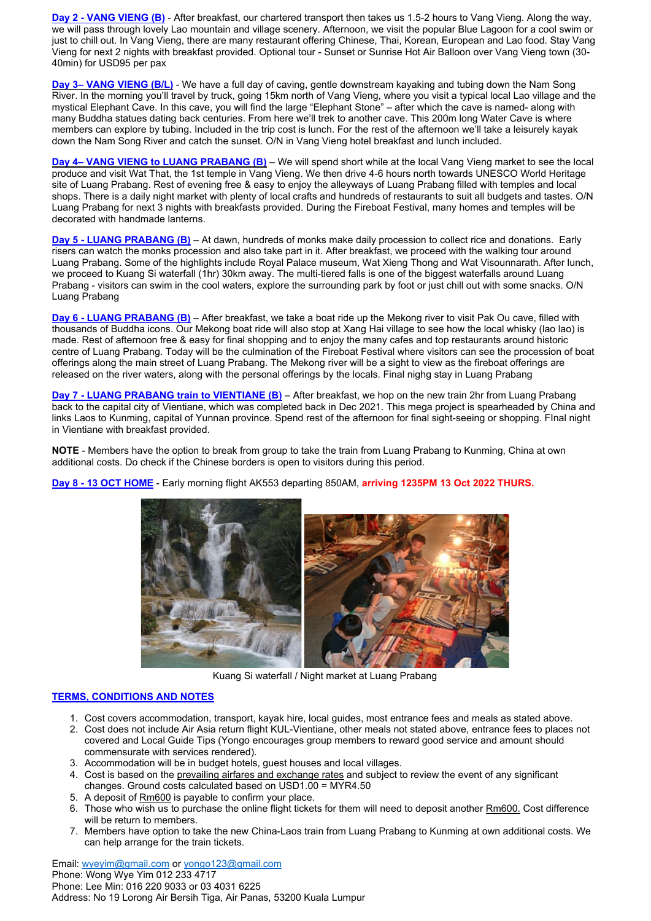**Day 2 - VANG VIENG (B)** - After breakfast, our chartered transport then takes us 1.5-2 hours to Vang Vieng. Along the way, we will pass through lovely Lao mountain and village scenery. Afternoon, we visit the popular Blue Lagoon for a cool swim or just to chill out. In Vang Vieng, there are many restaurant offering Chinese, Thai, Korean, European and Lao food. Stay Vang Vieng for next 2 nights with breakfast provided. Optional tour - Sunset or Sunrise Hot Air Balloon over Vang Vieng town (30-40min) for USD95 per pax

**Day 3– VANG VIENG (B/L)** - We have a full day of caving, gentle downstream kayaking and tubing down the Nam Song River. In the morning you'll travel by truck, going 15km north of Vang Vieng, where you visit a typical local Lao village and the mystical Elephant Cave. In this cave, you will find the large "Elephant Stone" – after which the cave is named- along with many Buddha statues dating back centuries. From here we'll trek to another cave. This 200m long Water Cave is where members can explore by tubing. Included in the trip cost is lunch. For the rest of the afternoon we'll take a leisurely kayak down the Nam Song River and catch the sunset. O/N in Vang Vieng hotel breakfast and lunch included.

**Day 4– VANG VIENG to LUANG PRABANG (B)** – We will spend short while at the local Vang Vieng market to see the local produce and visit Wat That, the 1st temple in Vang Vieng. We then drive 4-6 hours north towards UNESCO World Heritage site of Luang Prabang. Rest of evening free & easy to enjoy the alleyways of Luang Prabang filled with temples and local shops. There is a daily night market with plenty of local crafts and hundreds of restaurants to suit all budgets and tastes. O/N Luang Prabang for next 3 nights with breakfasts provided. During the Fireboat Festival, many homes and temples will be decorated with handmade lanterns.

**Day 5 - LUANG PRABANG (B)** – At dawn, hundreds of monks make daily procession to collect rice and donations. Early risers can watch the monks procession and also take part in it. After breakfast, we proceed with the walking tour around Luang Prabang. Some of the highlights include Royal Palace museum, Wat Xieng Thong and Wat Visounnarath. After lunch, we proceed to Kuang Si waterfall (1hr) 30km away. The multi-tiered falls is one of the biggest waterfalls around Luang Prabang - visitors can swim in the cool waters, explore the surrounding park by foot or just chill out with some snacks. O/N Luang Prabang

**Day 6 - LUANG PRABANG (B)** – After breakfast, we take a boat ride up the Mekong river to visit Pak Ou cave, filled with thousands of Buddha icons. Our Mekong boat ride will also stop at Xang Hai village to see how the local whisky (lao lao) is made. Rest of afternoon free & easy for final shopping and to enjoy the many cafes and top restaurants around historic centre of Luang Prabang. Today will be the culmination of the Fireboat Festival where visitors can see the procession of boat offerings along the main street of Luang Prabang. The Mekong river will be a sight to view as the fireboat offerings are released on the river waters, along with the personal offerings by the locals. Final nighg stay in Luang Prabang

**Day 7 - LUANG PRABANG train to VIENTIANE (B)** – After breakfast, we hop on the new train 2hr from Luang Prabang back to the capital city of Vientiane, which was completed back in Dec 2021. This mega project is spearheaded by China and links Laos to Kunming, capital of Yunnan province. Spend rest of the afternoon for final sight-seeing or shopping. FInal night in Vientiane with breakfast provided.

**NOTE** - Members have the option to break from group to take the train from Luang Prabang to Kunming, China at own additional costs. Do check if the Chinese borders is open to visitors during this period.

**Day 8 - 13 OCT HOME** - Early morning flight AK553 departing 850AM, **arriving 1235PM 13 Oct 2022 THURS.**

Kuang Si waterfall / Night market at Luang Prabang

## TERMS, CONDITIONS AND NOTES

1. Cost covers accommodation, transport, kayak hire, local guides, most entrance fees and meals as stated above.
2. Cost does not include Air Asia return flight KUL-Vientiane, other meals not stated above, entrance fees to places not covered and Local Guide Tips (Yongo encourages group members to reward good service and amount should commensurate with services rendered).
3. Accommodation will be in budget hotels, guest houses and local villages.
4. Cost is based on the prevailing airfares and exchange rates and subject to review the event of any significant changes. Ground costs calculated based on USD1.00 = MYR4.50
5. A deposit of Rm600 is payable to confirm your place.
6. Those who wish us to purchase the online flight tickets for them will need to deposit another Rm600. Cost difference will be return to members.
7. Members have option to take the new China-Laos train from Luang Prabang to Kunming at own additional costs. We can help arrange for the train tickets.

Email: wyeyim@gmail.com or yongo123@gmail.com
Phone: Wong Wye Yim 012 233 4717
Phone: Lee Min: 016 220 9033 or 03 4031 6225
Address: No 19 Lorong Air Bersih Tiga, Air Panas, 53200 Kuala Lumpur